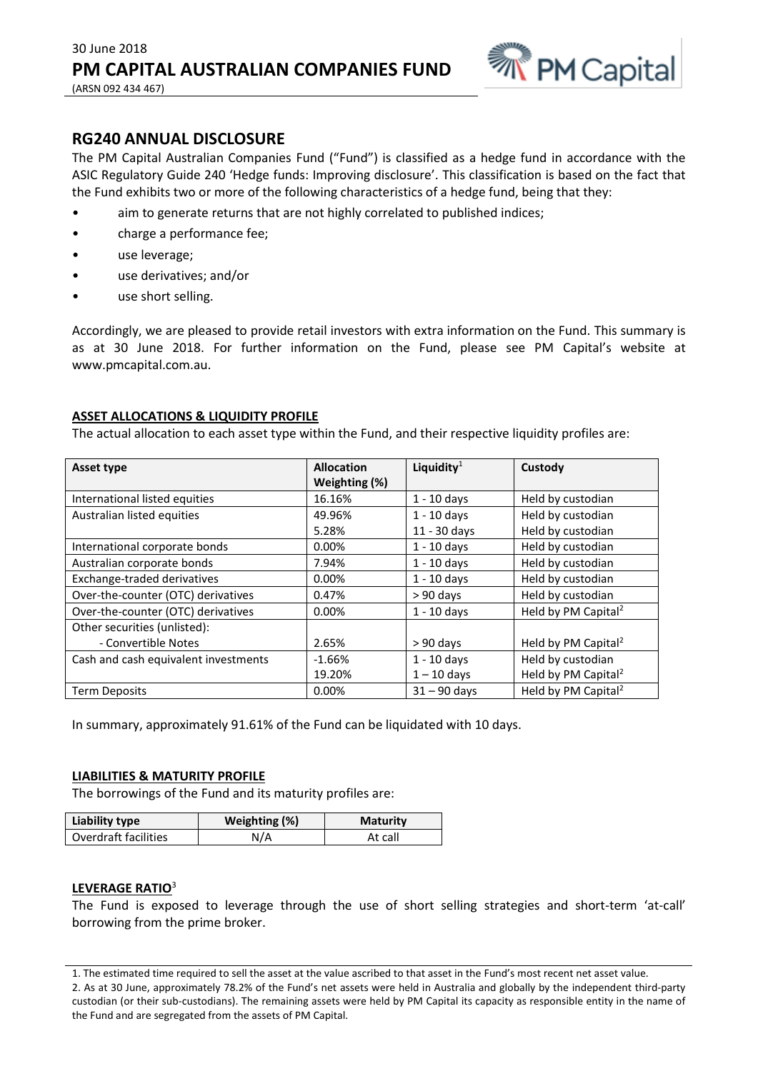30 June 2018

# PM CAPITAL AUSTRALIAN COMPANIES FUND

(ARSN 092 434 467)

## RG240 ANNUAL DISCLOSURE

The PM Capital Australian Companies Fund ("Fund") is classified as a hedge fund in accordance with the ASIC Regulatory Guide 240 'Hedge funds: Improving disclosure'. This classification is based on the fact that the Fund exhibits two or more of the following characteristics of a hedge fund, being that they:

- aim to generate returns that are not highly correlated to published indices;
- charge a performance fee;
- use leverage;
- use derivatives; and/or
- use short selling.

Accordingly, we are pleased to provide retail investors with extra information on the Fund. This summary is as at 30 June 2018. For further information on the Fund, please see PM Capital's website at www.pmcapital.com.au.

### ASSET ALLOCATIONS & LIQUIDITY PROFILE

The actual allocation to each asset type within the Fund, and their respective liquidity profiles are:

| Asset type | Allocation Weighting (%) | Liquidity[1] | Custody |
|---|---|---|---|
| International listed equities | 16.16% | 1 - 10 days | Held by custodian |
| Australian listed equities | 49.96% | 1 - 10 days | Held by custodian |
| | 5.28% | 11 - 30 days | Held by custodian |
| International corporate bonds | 0.00% | 1 - 10 days | Held by custodian |
| Australian corporate bonds | 7.94% | 1 - 10 days | Held by custodian |
| Exchange-traded derivatives | 0.00% | 1 - 10 days | Held by custodian |
| Over-the-counter (OTC) derivatives | 0.47% | > 90 days | Held by custodian |
| Over-the-counter (OTC) derivatives | 0.00% | 1 - 10 days | Held by PM Capital[2] |
| Other securities (unlisted): - Convertible Notes | 2.65% | > 90 days | Held by PM Capital[2] |
| Cash and cash equivalent investments | -1.66% | 1 - 10 days | Held by custodian |
| | 19.20% | 1 – 10 days | Held by PM Capital[2] |
| Term Deposits | 0.00% | 31 – 90 days | Held by PM Capital[2] |

In summary, approximately 91.61% of the Fund can be liquidated with 10 days.

### LIABILITIES & MATURITY PROFILE

The borrowings of the Fund and its maturity profiles are:

| Liability type | Weighting (%) | Maturity |
|---|---|---|
| Overdraft facilities | N/A | At call |

### LEVERAGE RATIO[3]

The Fund is exposed to leverage through the use of short selling strategies and short-term 'at-call' borrowing from the prime broker.

1. The estimated time required to sell the asset at the value ascribed to that asset in the Fund's most recent net asset value.
2. As at 30 June, approximately 78.2% of the Fund's net assets were held in Australia and globally by the independent third-party custodian (or their sub-custodians). The remaining assets were held by PM Capital its capacity as responsible entity in the name of the Fund and are segregated from the assets of PM Capital.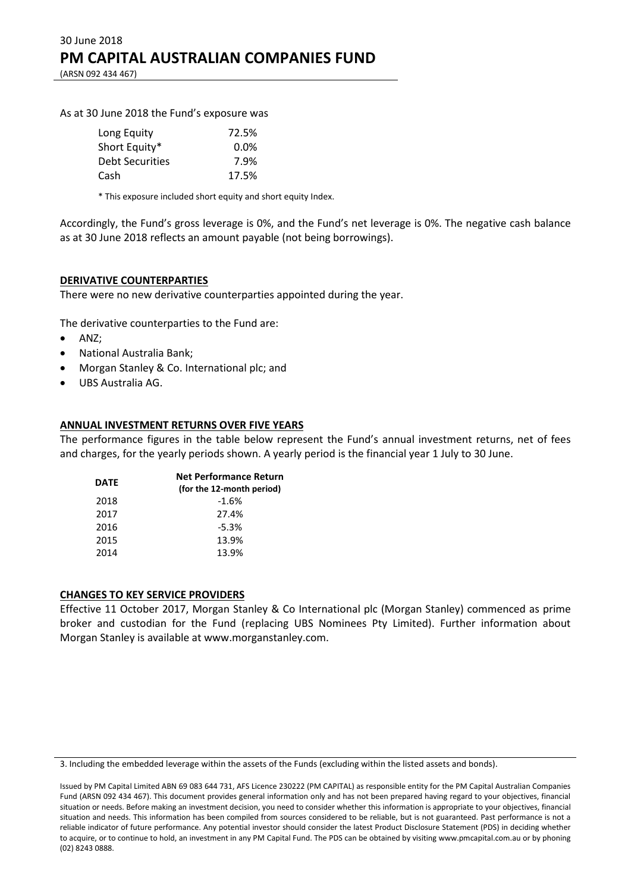30 June 2018

# PM CAPITAL AUSTRALIAN COMPANIES FUND

(ARSN 092 434 467)

As at 30 June 2018 the Fund's exposure was

| | |
|---|---|
| Long Equity | 72.5% |
| Short Equity* | 0.0% |
| Debt Securities | 7.9% |
| Cash | 17.5% |

\* This exposure included short equity and short equity Index.

Accordingly, the Fund's gross leverage is 0%, and the Fund's net leverage is 0%. The negative cash balance as at 30 June 2018 reflects an amount payable (not being borrowings).

## DERIVATIVE COUNTERPARTIES

There were no new derivative counterparties appointed during the year.

The derivative counterparties to the Fund are:

- ANZ;
- National Australia Bank;
- Morgan Stanley & Co. International plc; and
- UBS Australia AG.

## ANNUAL INVESTMENT RETURNS OVER FIVE YEARS

The performance figures in the table below represent the Fund's annual investment returns, net of fees and charges, for the yearly periods shown. A yearly period is the financial year 1 July to 30 June.

| DATE | Net Performance Return (for the 12-month period) |
|---|---|
| 2018 | -1.6% |
| 2017 | 27.4% |
| 2016 | -5.3% |
| 2015 | 13.9% |
| 2014 | 13.9% |

## CHANGES TO KEY SERVICE PROVIDERS

Effective 11 October 2017, Morgan Stanley & Co International plc (Morgan Stanley) commenced as prime broker and custodian for the Fund (replacing UBS Nominees Pty Limited). Further information about Morgan Stanley is available at www.morganstanley.com.

3. Including the embedded leverage within the assets of the Funds (excluding within the listed assets and bonds).

Issued by PM Capital Limited ABN 69 083 644 731, AFS Licence 230222 (PM CAPITAL) as responsible entity for the PM Capital Australian Companies Fund (ARSN 092 434 467). This document provides general information only and has not been prepared having regard to your objectives, financial situation or needs. Before making an investment decision, you need to consider whether this information is appropriate to your objectives, financial situation and needs. This information has been compiled from sources considered to be reliable, but is not guaranteed. Past performance is not a reliable indicator of future performance. Any potential investor should consider the latest Product Disclosure Statement (PDS) in deciding whether to acquire, or to continue to hold, an investment in any PM Capital Fund. The PDS can be obtained by visiting www.pmcapital.com.au or by phoning (02) 8243 0888.